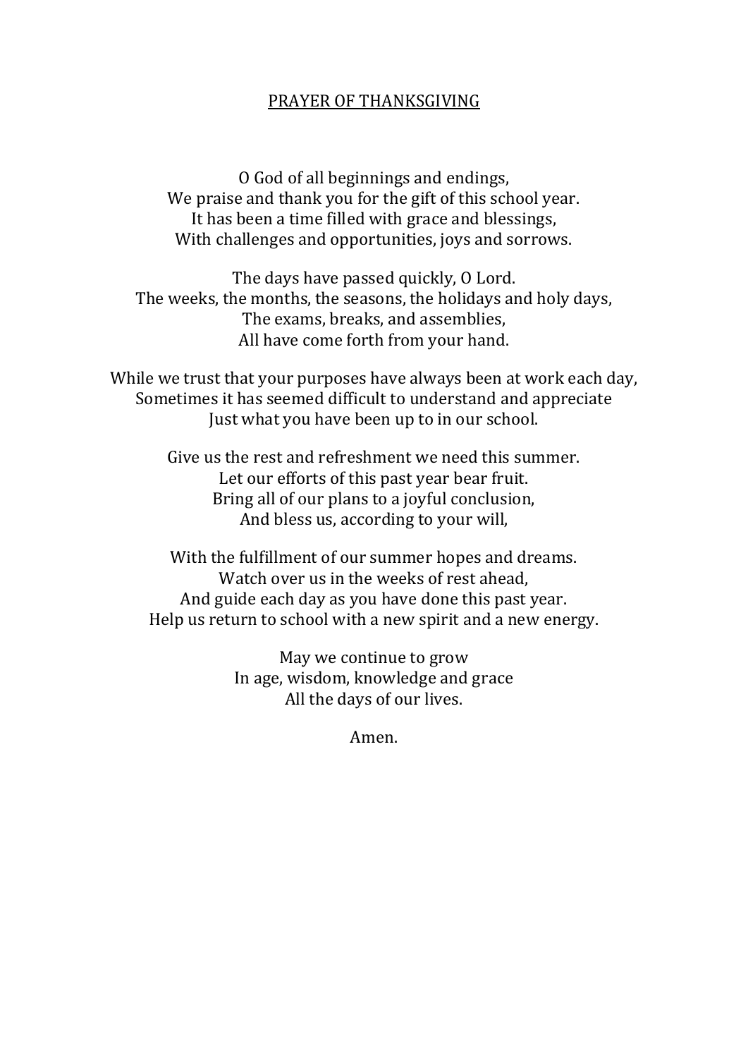# PRAYER OF THANKSGIVING

O God of all beginnings and endings,
We praise and thank you for the gift of this school year.
It has been a time filled with grace and blessings,
With challenges and opportunities, joys and sorrows.

The days have passed quickly, O Lord.
The weeks, the months, the seasons, the holidays and holy days,
The exams, breaks, and assemblies,
All have come forth from your hand.

While we trust that your purposes have always been at work each day,
Sometimes it has seemed difficult to understand and appreciate
Just what you have been up to in our school.

Give us the rest and refreshment we need this summer.
Let our efforts of this past year bear fruit.
Bring all of our plans to a joyful conclusion,
And bless us, according to your will,

With the fulfillment of our summer hopes and dreams.
Watch over us in the weeks of rest ahead,
And guide each day as you have done this past year.
Help us return to school with a new spirit and a new energy.

May we continue to grow
In age, wisdom, knowledge and grace
All the days of our lives.

Amen.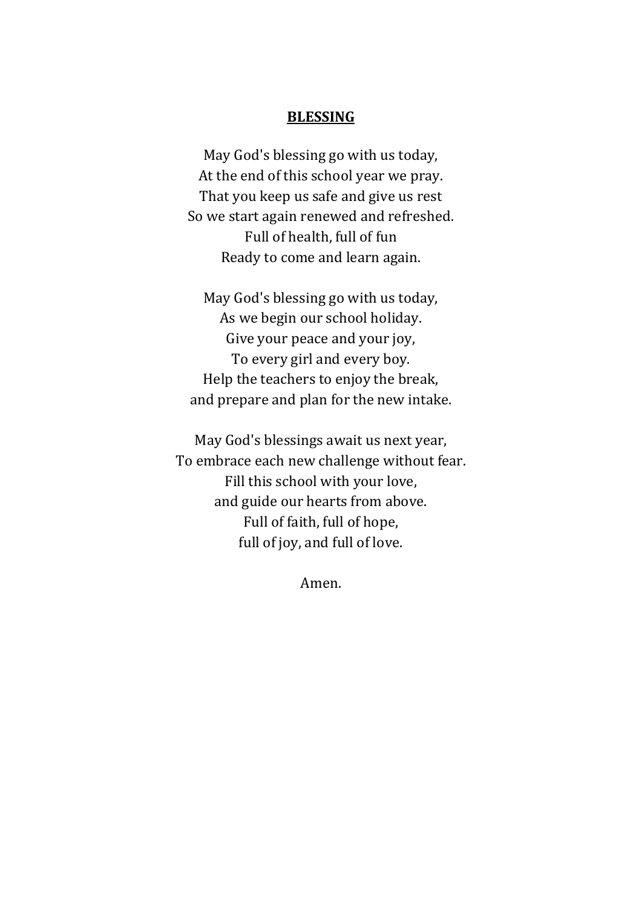**BLESSING**

May God's blessing go with us today,
At the end of this school year we pray.
That you keep us safe and give us rest
So we start again renewed and refreshed.
Full of health, full of fun
Ready to come and learn again.

May God's blessing go with us today,
As we begin our school holiday.
Give your peace and your joy,
To every girl and every boy.
Help the teachers to enjoy the break,
and prepare and plan for the new intake.

May God's blessings await us next year,
To embrace each new challenge without fear.
Fill this school with your love,
and guide our hearts from above.
Full of faith, full of hope,
full of joy, and full of love.

Amen.